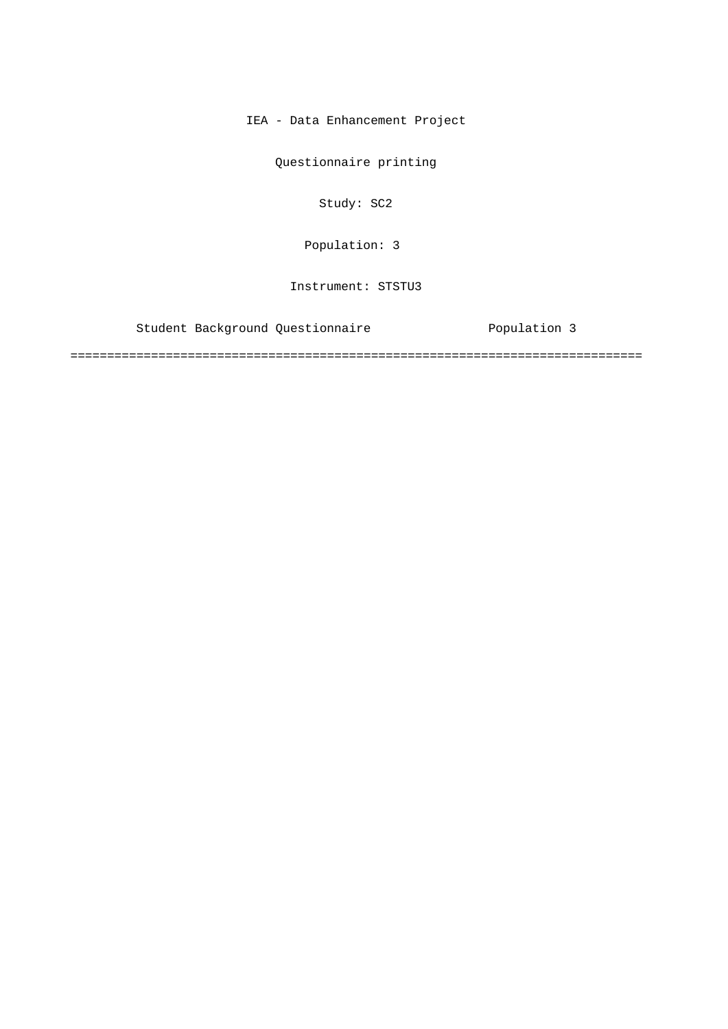IEA - Data Enhancement Project

Questionnaire printing

Study: SC2

Population: 3

Instrument: STSTU3

Student Background Questionnaire Population 3

===============================================================================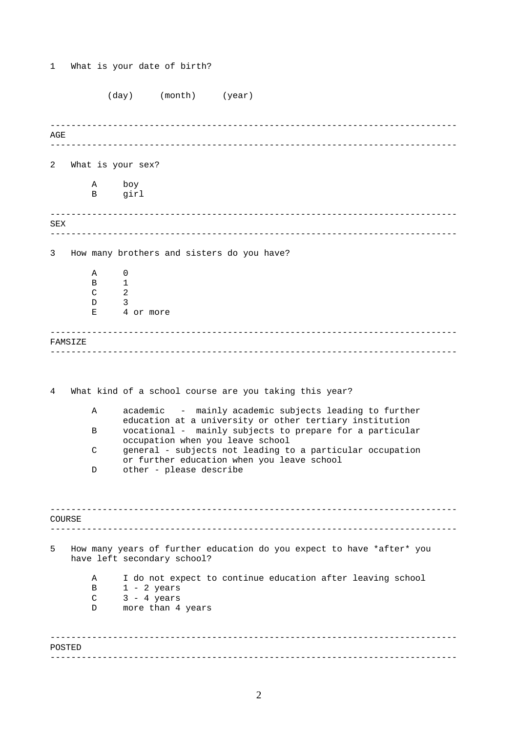1 What is your date of birth?

(day) (month) (year)

---

AGE

---

2 What is your sex?

- A boy
- B girl

---

SEX

---

3 How many brothers and sisters do you have?

- A 0
- B 1
- C 2
- D 3
- E 4 or more

---

FAMSIZE

---

4 What kind of a school course are you taking this year?

- A academic - mainly academic subjects leading to further education at a university or other tertiary institution
- B vocational - mainly subjects to prepare for a particular occupation when you leave school
- C general - subjects not leading to a particular occupation or further education when you leave school
- D other - please describe

---

COURSE

---

5 How many years of further education do you expect to have *after* you have left secondary school?

- A I do not expect to continue education after leaving school
- B 1 - 2 years
- C 3 - 4 years
- D more than 4 years

---

POSTED

---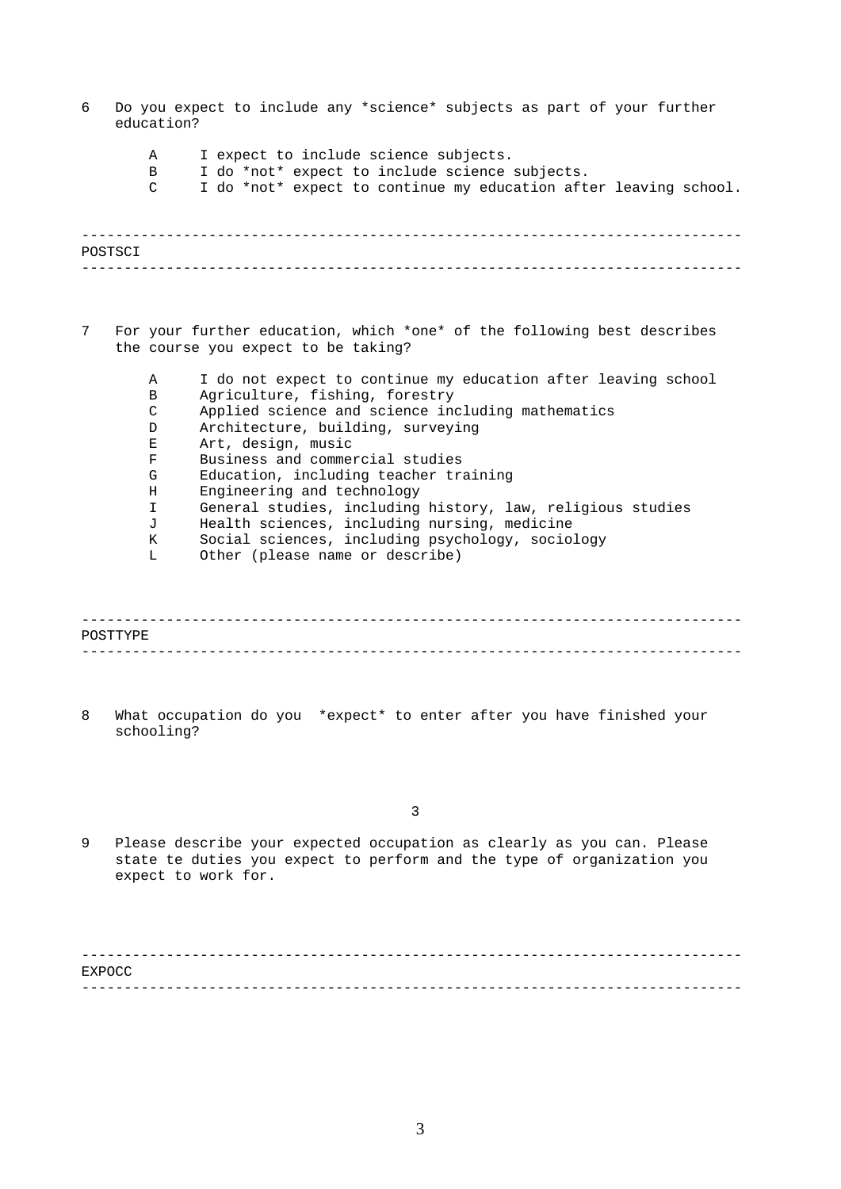6 Do you expect to include any *science* subjects as part of your further education?

- A I expect to include science subjects.
- B I do *not* expect to include science subjects.
- C I do *not* expect to continue my education after leaving school.

---

POSTSCI

---

7 For your further education, which *one* of the following best describes the course you expect to be taking?

- A I do not expect to continue my education after leaving school
- B Agriculture, fishing, forestry
- C Applied science and science including mathematics
- D Architecture, building, surveying
- E Art, design, music
- F Business and commercial studies
- G Education, including teacher training
- H Engineering and technology
- I General studies, including history, law, religious studies
- J Health sciences, including nursing, medicine
- K Social sciences, including psychology, sociology
- L Other (please name or describe)

---

POSTTYPE

---

8 What occupation do you *expect* to enter after you have finished your schooling?

9 Please describe your expected occupation as clearly as you can. Please state te duties you expect to perform and the type of organization you expect to work for.

---

EXPOCC

---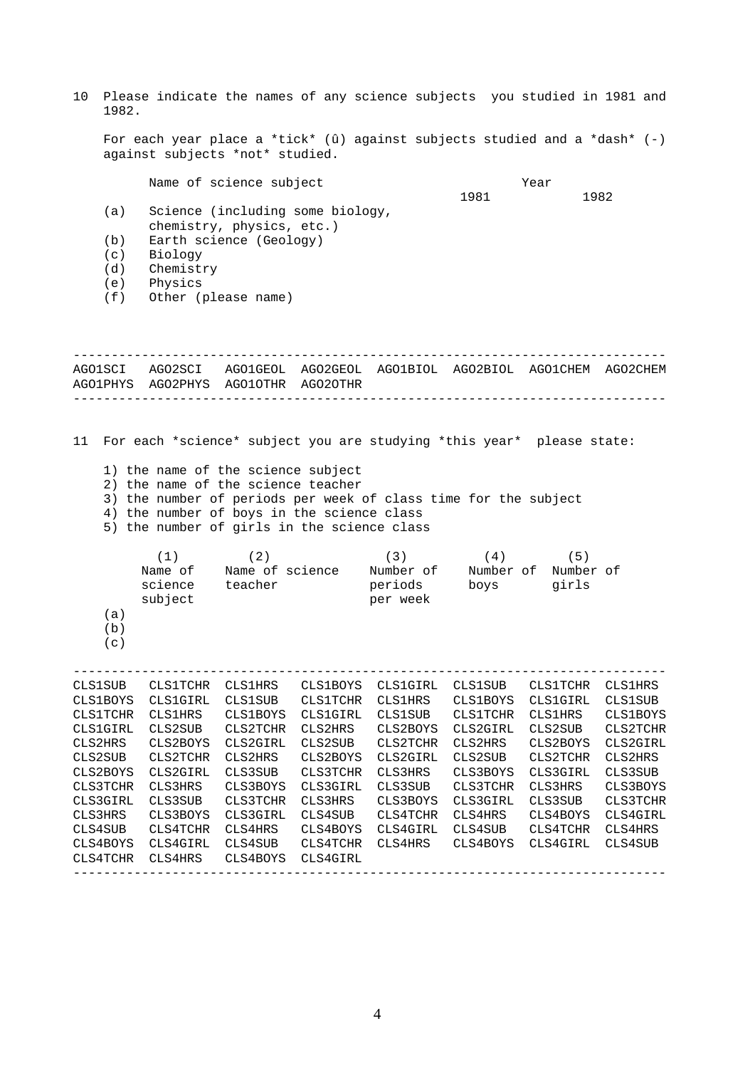10 Please indicate the names of any science subjects you studied in 1981 and 1982.

For each year place a *tick* (û) against subjects studied and a *dash* (-) against subjects *not* studied.

| | Name of science subject | Year 1981 | Year 1982 |
|---|---|---|---|
| (a) | Science (including some biology, chemistry, physics, etc.) | | |
| (b) | Earth science (Geology) | | |
| (c) | Biology | | |
| (d) | Chemistry | | |
| (e) | Physics | | |
| (f) | Other (please name) | | |

```
---------------------------------------------------------------------------
AGO1SCI   AGO2SCI   AGO1GEOL  AGO2GEOL  AGO1BIOL  AGO2BIOL  AGO1CHEM  AGO2CHEM
AGO1PHYS  AGO2PHYS  AGO1OTHR  AGO2OTHR
---------------------------------------------------------------------------
```

11 For each *science* subject you are studying *this year* please state:

1) the name of the science subject
2) the name of the science teacher
3) the number of periods per week of class time for the subject
4) the number of boys in the science class
5) the number of girls in the science class

| | (1) Name of science subject | (2) Name of science teacher | (3) Number of periods per week | (4) Number of boys | (5) Number of girls |
|---|---|---|---|---|---|
| (a) | | | | | |
| (b) | | | | | |
| (c) | | | | | |

```
---------------------------------------------------------------------------
CLS1SUB   CLS1TCHR  CLS1HRS   CLS1BOYS  CLS1GIRL  CLS1SUB   CLS1TCHR  CLS1HRS
CLS1BOYS  CLS1GIRL  CLS1SUB   CLS1TCHR  CLS1HRS   CLS1BOYS  CLS1GIRL  CLS1SUB
CLS1TCHR  CLS1HRS   CLS1BOYS  CLS1GIRL  CLS1SUB   CLS1TCHR  CLS1HRS   CLS1BOYS
CLS1GIRL  CLS2SUB   CLS2TCHR  CLS2HRS   CLS2BOYS  CLS2GIRL  CLS2SUB   CLS2TCHR
CLS2HRS   CLS2BOYS  CLS2GIRL  CLS2SUB   CLS2TCHR  CLS2HRS   CLS2BOYS  CLS2GIRL
CLS2SUB   CLS2TCHR  CLS2HRS   CLS2BOYS  CLS2GIRL  CLS2SUB   CLS2TCHR  CLS2HRS
CLS2BOYS  CLS2GIRL  CLS3SUB   CLS3TCHR  CLS3HRS   CLS3BOYS  CLS3GIRL  CLS3SUB
CLS3TCHR  CLS3HRS   CLS3BOYS  CLS3GIRL  CLS3SUB   CLS3TCHR  CLS3HRS   CLS3BOYS
CLS3GIRL  CLS3SUB   CLS3TCHR  CLS3HRS   CLS3BOYS  CLS3GIRL  CLS3SUB   CLS3TCHR
CLS3HRS   CLS3BOYS  CLS3GIRL  CLS4SUB   CLS4TCHR  CLS4HRS   CLS4BOYS  CLS4GIRL
CLS4SUB   CLS4TCHR  CLS4HRS   CLS4BOYS  CLS4GIRL  CLS4SUB   CLS4TCHR  CLS4HRS
CLS4BOYS  CLS4GIRL  CLS4SUB   CLS4TCHR  CLS4HRS   CLS4BOYS  CLS4GIRL  CLS4SUB
CLS4TCHR  CLS4HRS   CLS4BOYS  CLS4GIRL
---------------------------------------------------------------------------
```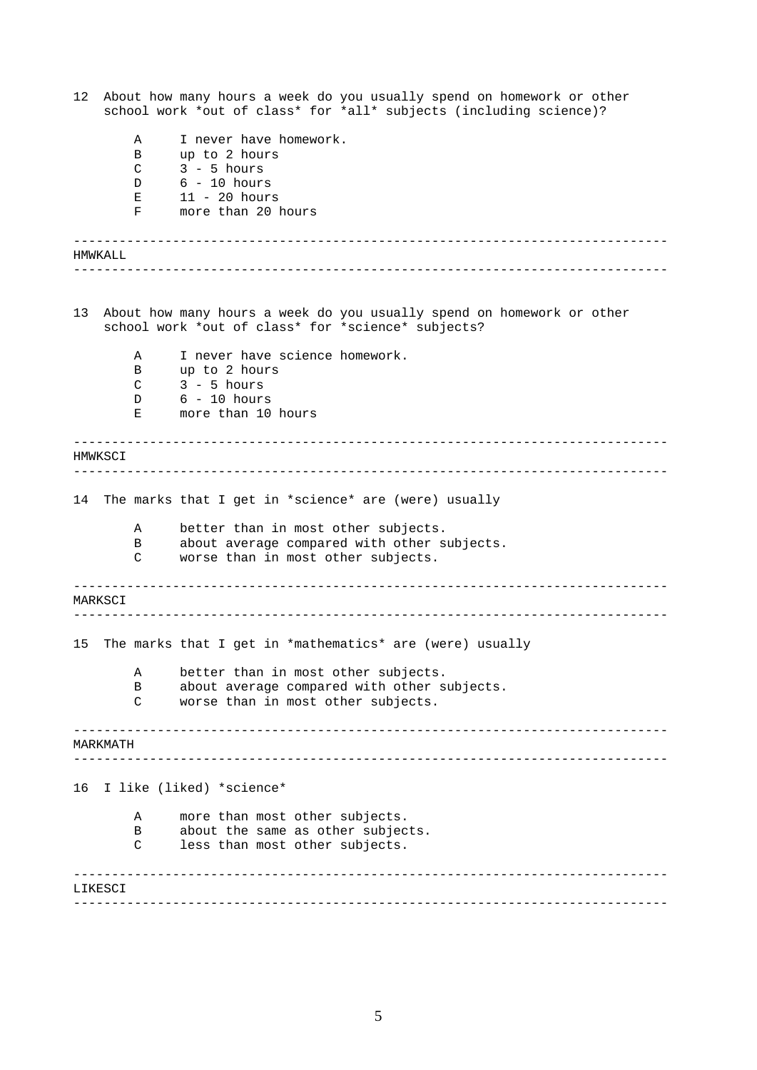12 About how many hours a week do you usually spend on homework or other school work *out of class* for *all* subjects (including science)?

- A I never have homework.
- B up to 2 hours
- C 3 - 5 hours
- D 6 - 10 hours
- E 11 - 20 hours
- F more than 20 hours

---

HMWKALL

---

13 About how many hours a week do you usually spend on homework or other school work *out of class* for *science* subjects?

- A I never have science homework.
- B up to 2 hours
- C 3 - 5 hours
- D 6 - 10 hours
- E more than 10 hours

---

HMWKSCI

---

14 The marks that I get in *science* are (were) usually

- A better than in most other subjects.
- B about average compared with other subjects.
- C worse than in most other subjects.

---

MARKSCI

---

15 The marks that I get in *mathematics* are (were) usually

- A better than in most other subjects.
- B about average compared with other subjects.
- C worse than in most other subjects.

---

MARKMATH

---

16 I like (liked) *science*

- A more than most other subjects.
- B about the same as other subjects.
- C less than most other subjects.

---

LIKESCI

---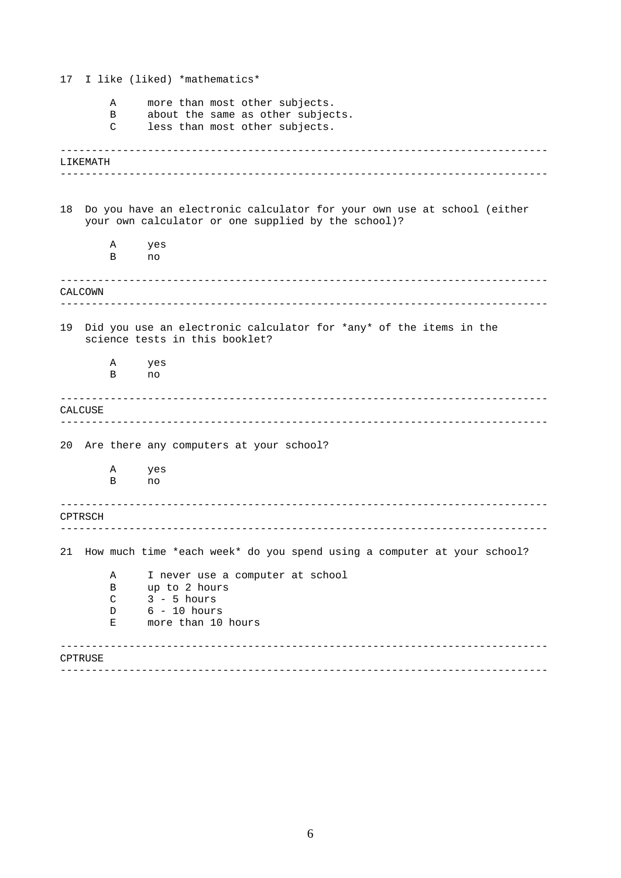17 I like (liked) *mathematics*

- A more than most other subjects.
- B about the same as other subjects.
- C less than most other subjects.

---

LIKEMATH

---

18 Do you have an electronic calculator for your own use at school (either your own calculator or one supplied by the school)?

- A yes
- B no

---

CALCOWN

---

19 Did you use an electronic calculator for *any* of the items in the science tests in this booklet?

- A yes
- B no

---

CALCUSE

---

20 Are there any computers at your school?

- A yes
- B no

---

CPTRSCH

---

21 How much time *each week* do you spend using a computer at your school?

- A I never use a computer at school
- B up to 2 hours
- C 3 - 5 hours
- D 6 - 10 hours
- E more than 10 hours

---

CPTRUSE

---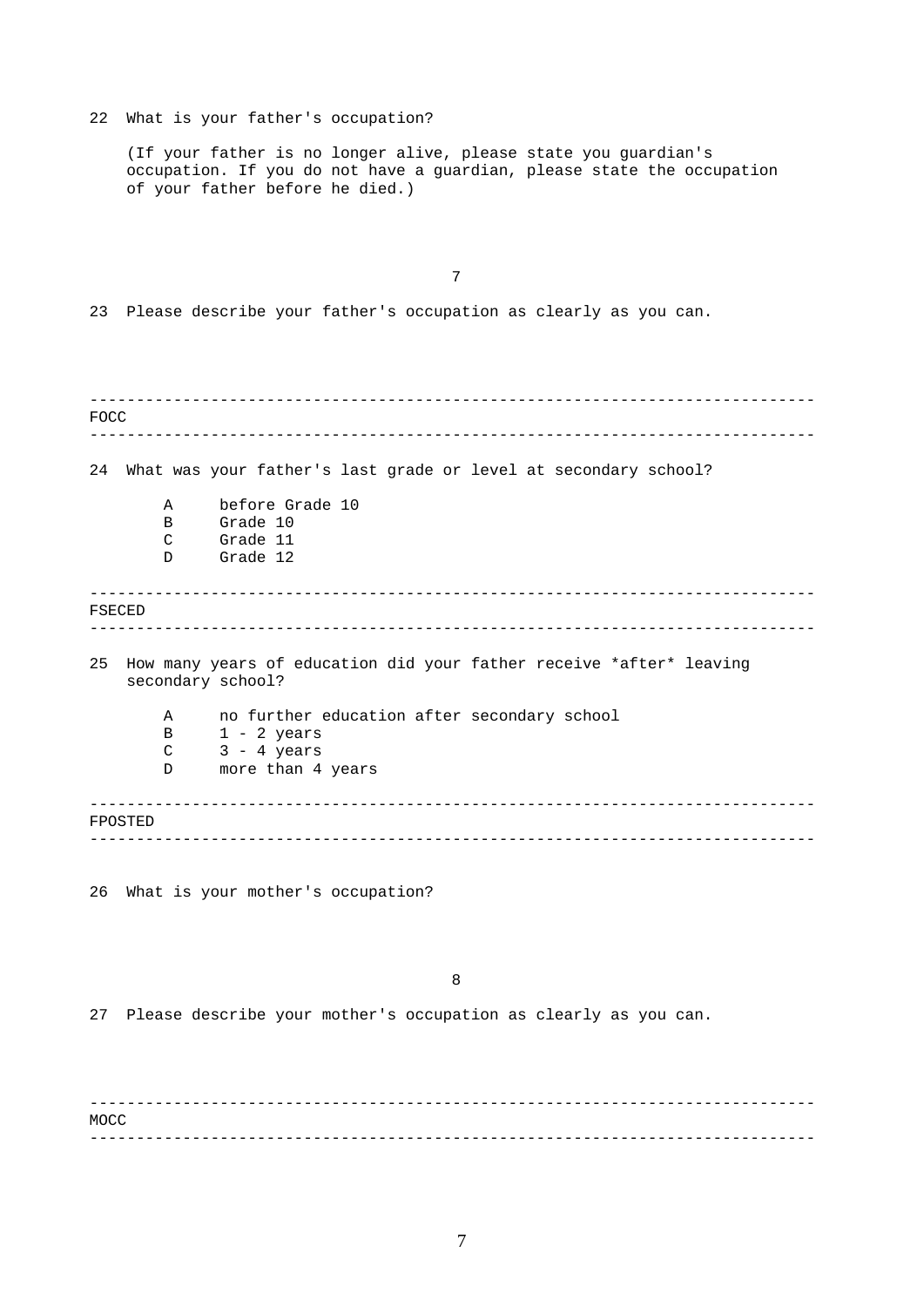22 What is your father's occupation?

(If your father is no longer alive, please state you guardian's occupation. If you do not have a guardian, please state the occupation of your father before he died.)

7

23 Please describe your father's occupation as clearly as you can.

---

FOCC

---

24 What was your father's last grade or level at secondary school?

- A before Grade 10
- B Grade 10
- C Grade 11
- D Grade 12

---

FSECED

---

25 How many years of education did your father receive *after* leaving secondary school?

- A no further education after secondary school
- B 1 - 2 years
- C 3 - 4 years
- D more than 4 years

---

FPOSTED

---

26 What is your mother's occupation?

8

27 Please describe your mother's occupation as clearly as you can.

---

MOCC

---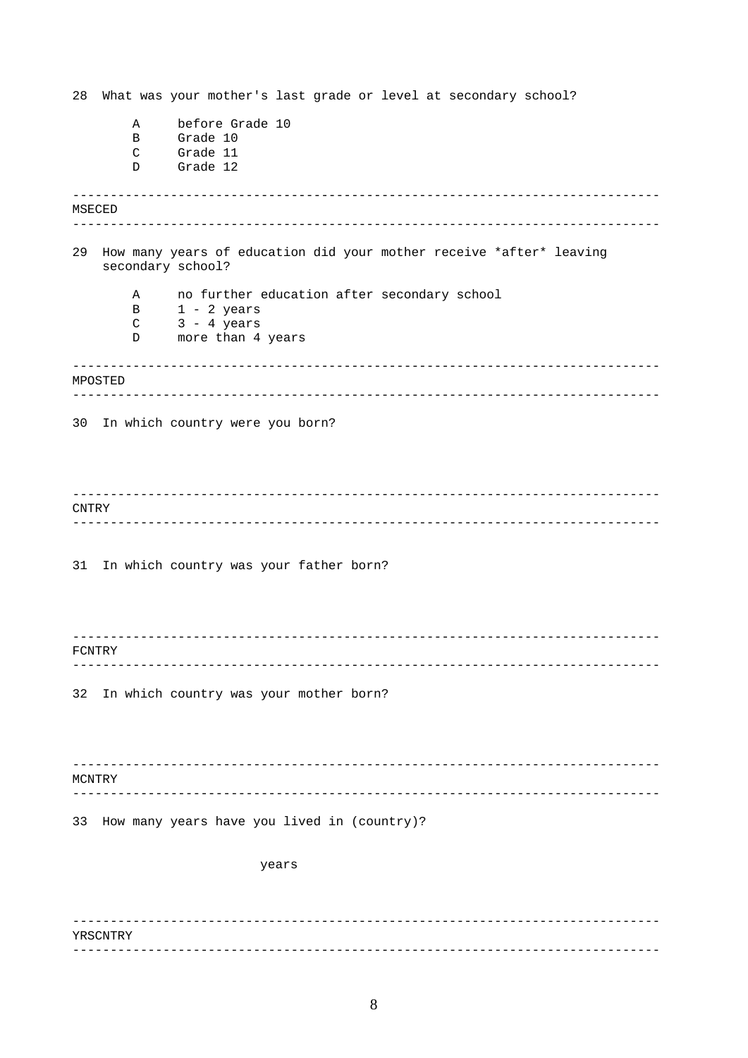28 What was your mother's last grade or level at secondary school?

- A before Grade 10
- B Grade 10
- C Grade 11
- D Grade 12

---

MSECED

---

29 How many years of education did your mother receive *after* leaving secondary school?

- A no further education after secondary school
- B 1 - 2 years
- C 3 - 4 years
- D more than 4 years

---

MPOSTED

---

30 In which country were you born?

---

CNTRY

---

31 In which country was your father born?

---

FCNTRY

---

32 In which country was your mother born?

---

MCNTRY

---

33 How many years have you lived in (country)?

years

---

YRSCNTRY

---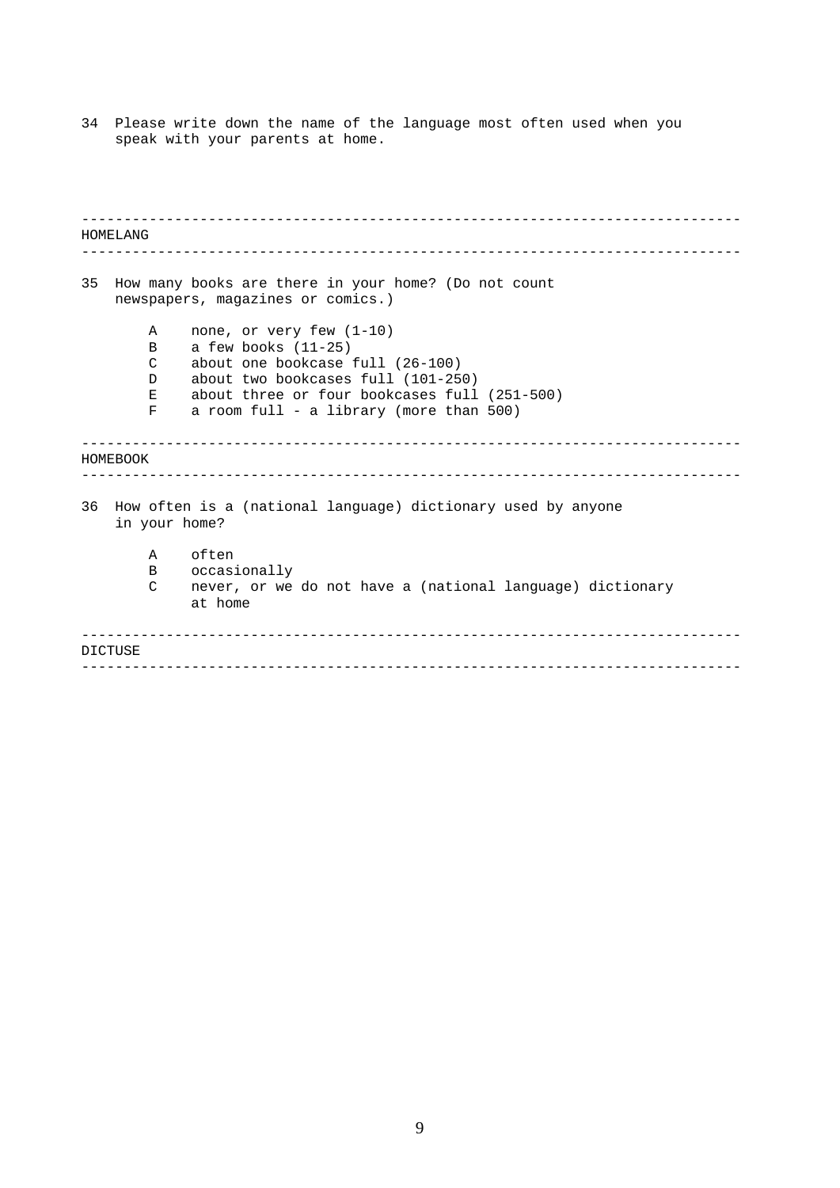34 Please write down the name of the language most often used when you speak with your parents at home.

---

HOMELANG

---

35 How many books are there in your home? (Do not count newspapers, magazines or comics.)

- A none, or very few (1-10)
- B a few books (11-25)
- C about one bookcase full (26-100)
- D about two bookcases full (101-250)
- E about three or four bookcases full (251-500)
- F a room full - a library (more than 500)

---

HOMEBOOK

---

36 How often is a (national language) dictionary used by anyone in your home?

- A often
- B occasionally
- C never, or we do not have a (national language) dictionary at home

---

DICTUSE

---